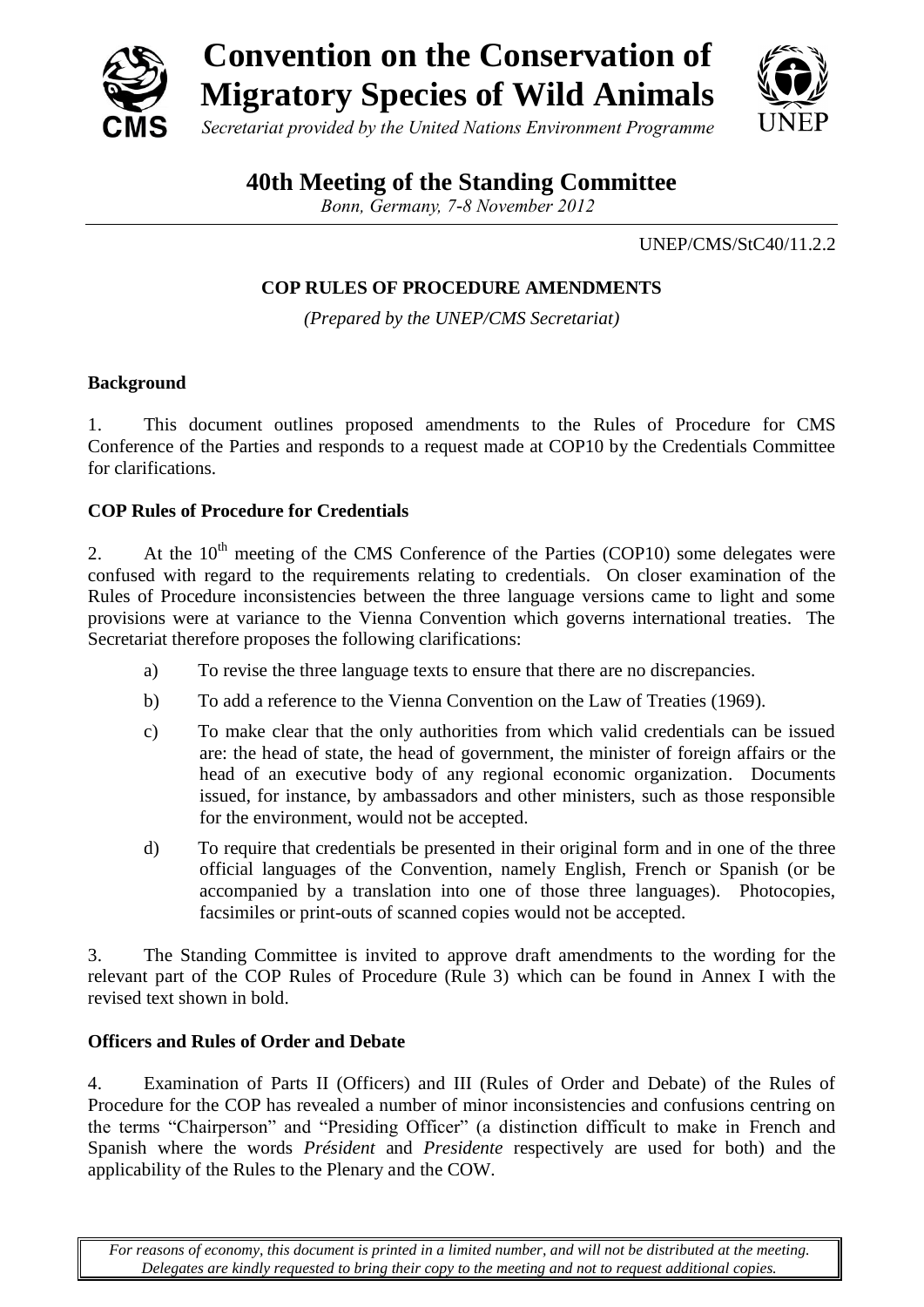# Convention on the Conservation of Migratory Species of Wild Animals

*Secretariat provided by the United Nations Environment Programme*

## 40th Meeting of the Standing Committee

*Bonn, Germany, 7-8 November 2012*

UNEP/CMS/StC40/11.2.2

### COP RULES OF PROCEDURE AMENDMENTS

*(Prepared by the UNEP/CMS Secretariat)*

**Background**

1. This document outlines proposed amendments to the Rules of Procedure for CMS Conference of the Parties and responds to a request made at COP10 by the Credentials Committee for clarifications.

**COP Rules of Procedure for Credentials**

2. At the 10th meeting of the CMS Conference of the Parties (COP10) some delegates were confused with regard to the requirements relating to credentials. On closer examination of the Rules of Procedure inconsistencies between the three language versions came to light and some provisions were at variance to the Vienna Convention which governs international treaties. The Secretariat therefore proposes the following clarifications:

a) To revise the three language texts to ensure that there are no discrepancies.

b) To add a reference to the Vienna Convention on the Law of Treaties (1969).

c) To make clear that the only authorities from which valid credentials can be issued are: the head of state, the head of government, the minister of foreign affairs or the head of an executive body of any regional economic organization. Documents issued, for instance, by ambassadors and other ministers, such as those responsible for the environment, would not be accepted.

d) To require that credentials be presented in their original form and in one of the three official languages of the Convention, namely English, French or Spanish (or be accompanied by a translation into one of those three languages). Photocopies, facsimiles or print-outs of scanned copies would not be accepted.

3. The Standing Committee is invited to approve draft amendments to the wording for the relevant part of the COP Rules of Procedure (Rule 3) which can be found in Annex I with the revised text shown in bold.

**Officers and Rules of Order and Debate**

4. Examination of Parts II (Officers) and III (Rules of Order and Debate) of the Rules of Procedure for the COP has revealed a number of minor inconsistencies and confusions centring on the terms "Chairperson" and "Presiding Officer" (a distinction difficult to make in French and Spanish where the words *Président* and *Presidente* respectively are used for both) and the applicability of the Rules to the Plenary and the COW.

*For reasons of economy, this document is printed in a limited number, and will not be distributed at the meeting. Delegates are kindly requested to bring their copy to the meeting and not to request additional copies.*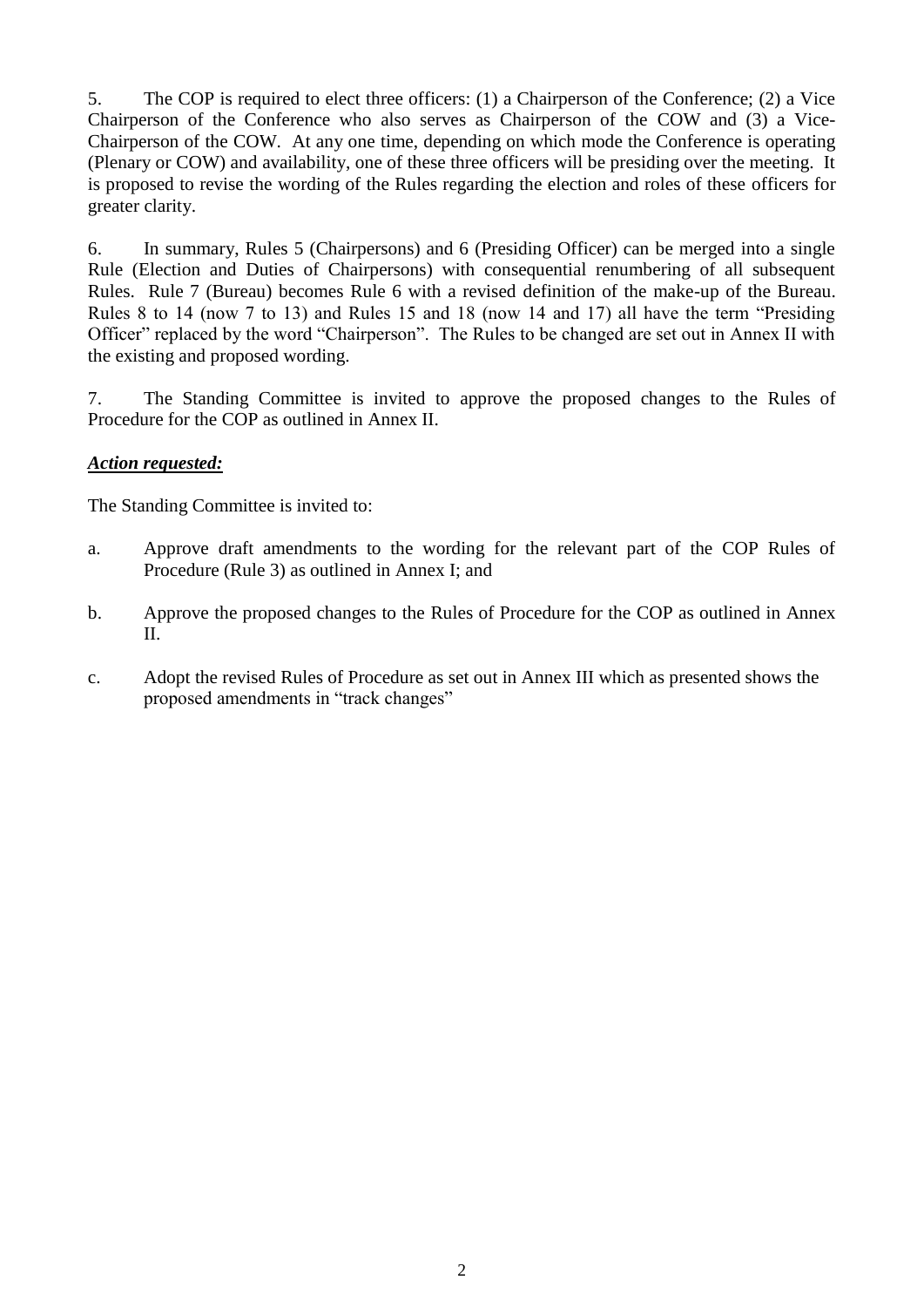5. The COP is required to elect three officers: (1) a Chairperson of the Conference; (2) a Vice Chairperson of the Conference who also serves as Chairperson of the COW and (3) a Vice-Chairperson of the COW. At any one time, depending on which mode the Conference is operating (Plenary or COW) and availability, one of these three officers will be presiding over the meeting. It is proposed to revise the wording of the Rules regarding the election and roles of these officers for greater clarity.

6. In summary, Rules 5 (Chairpersons) and 6 (Presiding Officer) can be merged into a single Rule (Election and Duties of Chairpersons) with consequential renumbering of all subsequent Rules. Rule 7 (Bureau) becomes Rule 6 with a revised definition of the make-up of the Bureau. Rules 8 to 14 (now 7 to 13) and Rules 15 and 18 (now 14 and 17) all have the term "Presiding Officer" replaced by the word "Chairperson". The Rules to be changed are set out in Annex II with the existing and proposed wording.

7. The Standing Committee is invited to approve the proposed changes to the Rules of Procedure for the COP as outlined in Annex II.

***Action requested:***

The Standing Committee is invited to:

a. Approve draft amendments to the wording for the relevant part of the COP Rules of Procedure (Rule 3) as outlined in Annex I; and

b. Approve the proposed changes to the Rules of Procedure for the COP as outlined in Annex II.

c. Adopt the revised Rules of Procedure as set out in Annex III which as presented shows the proposed amendments in "track changes"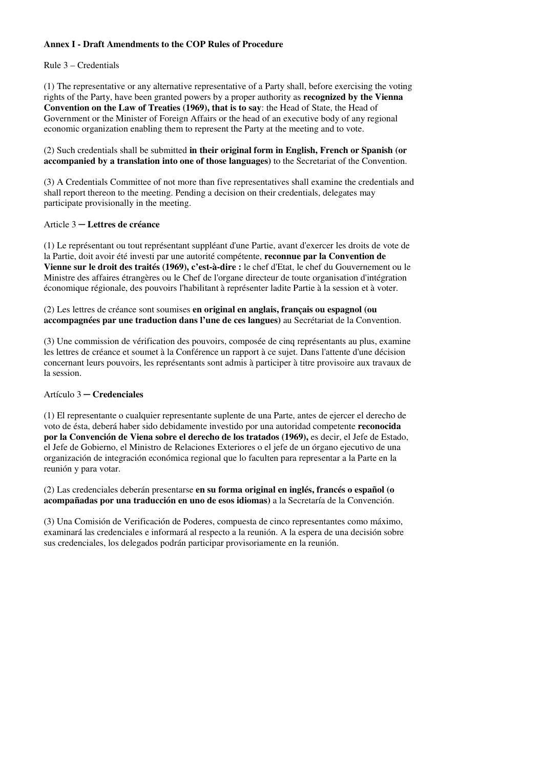**Annex I - Draft Amendments to the COP Rules of Procedure**

Rule 3 – Credentials

(1) The representative or any alternative representative of a Party shall, before exercising the voting rights of the Party, have been granted powers by a proper authority as **recognized by the Vienna Convention on the Law of Treaties (1969), that is to say**: the Head of State, the Head of Government or the Minister of Foreign Affairs or the head of an executive body of any regional economic organization enabling them to represent the Party at the meeting and to vote.

(2) Such credentials shall be submitted **in their original form in English, French or Spanish (or accompanied by a translation into one of those languages)** to the Secretariat of the Convention.

(3) A Credentials Committee of not more than five representatives shall examine the credentials and shall report thereon to the meeting. Pending a decision on their credentials, delegates may participate provisionally in the meeting.

Article 3 ─ **Lettres de créance**

(1) Le représentant ou tout représentant suppléant d'une Partie, avant d'exercer les droits de vote de la Partie, doit avoir été investi par une autorité compétente, **reconnue par la Convention de Vienne sur le droit des traités (1969), c'est-à-dire :** le chef d'Etat, le chef du Gouvernement ou le Ministre des affaires étrangères ou le Chef de l'organe directeur de toute organisation d'intégration économique régionale, des pouvoirs l'habilitant à représenter ladite Partie à la session et à voter.

(2) Les lettres de créance sont soumises **en original en anglais, français ou espagnol (ou accompagnées par une traduction dans l'une de ces langues)** au Secrétariat de la Convention.

(3) Une commission de vérification des pouvoirs, composée de cinq représentants au plus, examine les lettres de créance et soumet à la Conférence un rapport à ce sujet. Dans l'attente d'une décision concernant leurs pouvoirs, les représentants sont admis à participer à titre provisoire aux travaux de la session.

Artículo 3 ─ **Credenciales**

(1) El representante o cualquier representante suplente de una Parte, antes de ejercer el derecho de voto de ésta, deberá haber sido debidamente investido por una autoridad competente **reconocida por la Convención de Viena sobre el derecho de los tratados (1969),** es decir, el Jefe de Estado, el Jefe de Gobierno, el Ministro de Relaciones Exteriores o el jefe de un órgano ejecutivo de una organización de integración económica regional que lo faculten para representar a la Parte en la reunión y para votar.

(2) Las credenciales deberán presentarse **en su forma original en inglés, francés o español (o acompañadas por una traducción en uno de esos idiomas)** a la Secretaría de la Convención.

(3) Una Comisión de Verificación de Poderes, compuesta de cinco representantes como máximo, examinará las credenciales e informará al respecto a la reunión. A la espera de una decisión sobre sus credenciales, los delegados podrán participar provisoriamente en la reunión.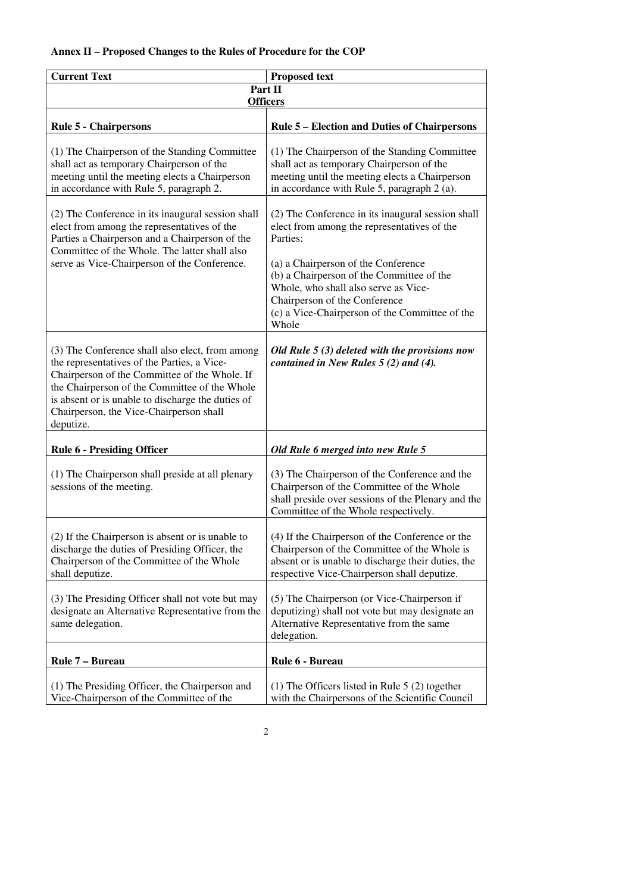**Annex II – Proposed Changes to the Rules of Procedure for the COP**

| Current Text | Proposed text |
| --- | --- |
| **Part II**<br>**Officers** | |
| **Rule 5 - Chairpersons** | **Rule 5 – Election and Duties of Chairpersons** |
| (1) The Chairperson of the Standing Committee shall act as temporary Chairperson of the meeting until the meeting elects a Chairperson in accordance with Rule 5, paragraph 2. | (1) The Chairperson of the Standing Committee shall act as temporary Chairperson of the meeting until the meeting elects a Chairperson in accordance with Rule 5, paragraph 2 (a). |
| (2) The Conference in its inaugural session shall elect from among the representatives of the Parties a Chairperson and a Chairperson of the Committee of the Whole. The latter shall also serve as Vice-Chairperson of the Conference. | (2) The Conference in its inaugural session shall elect from among the representatives of the Parties:<br><br>(a) a Chairperson of the Conference<br>(b) a Chairperson of the Committee of the Whole, who shall also serve as Vice-Chairperson of the Conference<br>(c) a Vice-Chairperson of the Committee of the Whole |
| (3) The Conference shall also elect, from among the representatives of the Parties, a Vice-Chairperson of the Committee of the Whole. If the Chairperson of the Committee of the Whole is absent or is unable to discharge the duties of Chairperson, the Vice-Chairperson shall deputize. | ***Old Rule 5 (3) deleted with the provisions now contained in New Rules 5 (2) and (4).*** |
| **Rule 6 - Presiding Officer** | ***Old Rule 6 merged into new Rule 5*** |
| (1) The Chairperson shall preside at all plenary sessions of the meeting. | (3) The Chairperson of the Conference and the Chairperson of the Committee of the Whole shall preside over sessions of the Plenary and the Committee of the Whole respectively. |
| (2) If the Chairperson is absent or is unable to discharge the duties of Presiding Officer, the Chairperson of the Committee of the Whole shall deputize. | (4) If the Chairperson of the Conference or the Chairperson of the Committee of the Whole is absent or is unable to discharge their duties, the respective Vice-Chairperson shall deputize. |
| (3) The Presiding Officer shall not vote but may designate an Alternative Representative from the same delegation. | (5) The Chairperson (or Vice-Chairperson if deputizing) shall not vote but may designate an Alternative Representative from the same delegation. |
| **Rule 7 – Bureau** | **Rule 6 - Bureau** |
| (1) The Presiding Officer, the Chairperson and Vice-Chairperson of the Committee of the | (1) The Officers listed in Rule 5 (2) together with the Chairpersons of the Scientific Council |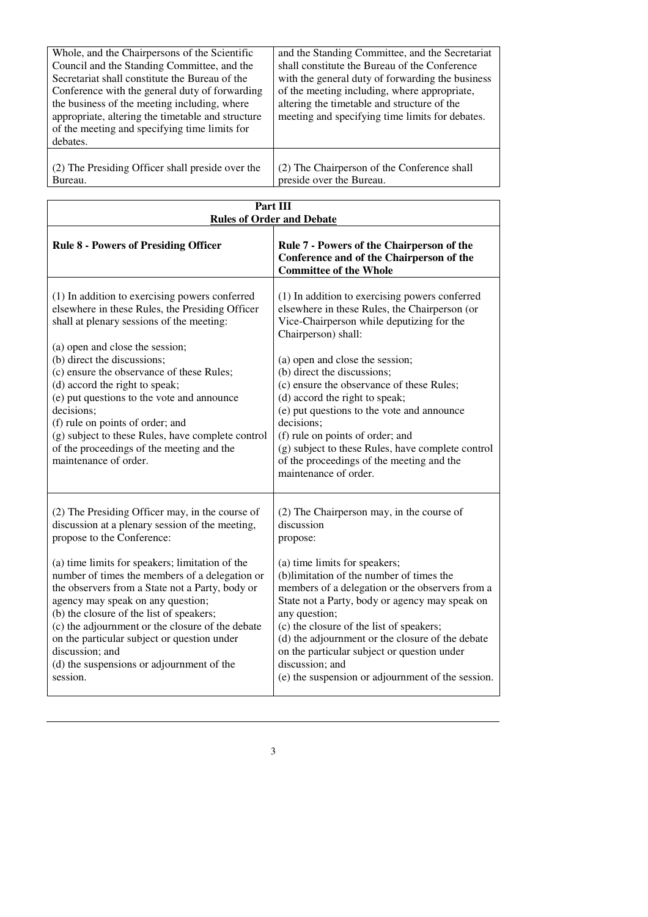| | |
|---|---|
| Whole, and the Chairpersons of the Scientific Council and the Standing Committee, and the Secretariat shall constitute the Bureau of the Conference with the general duty of forwarding the business of the meeting including, where appropriate, altering the timetable and structure of the meeting and specifying time limits for debates. | and the Standing Committee, and the Secretariat shall constitute the Bureau of the Conference with the general duty of forwarding the business of the meeting including, where appropriate, altering the timetable and structure of the meeting and specifying time limits for debates. |
| (2) The Presiding Officer shall preside over the Bureau. | (2) The Chairperson of the Conference shall preside over the Bureau. |

| **Part III**<br>**Rules of Order and Debate** | |
|---|---|
| **Rule 8 - Powers of Presiding Officer** | **Rule 7 - Powers of the Chairperson of the Conference and of the Chairperson of the Committee of the Whole** |
| (1) In addition to exercising powers conferred elsewhere in these Rules, the Presiding Officer shall at plenary sessions of the meeting:<br><br>(a) open and close the session;<br>(b) direct the discussions;<br>(c) ensure the observance of these Rules;<br>(d) accord the right to speak;<br>(e) put questions to the vote and announce decisions;<br>(f) rule on points of order; and<br>(g) subject to these Rules, have complete control of the proceedings of the meeting and the maintenance of order. | (1) In addition to exercising powers conferred elsewhere in these Rules, the Chairperson (or Vice-Chairperson while deputizing for the Chairperson) shall:<br><br>(a) open and close the session;<br>(b) direct the discussions;<br>(c) ensure the observance of these Rules;<br>(d) accord the right to speak;<br>(e) put questions to the vote and announce decisions;<br>(f) rule on points of order; and<br>(g) subject to these Rules, have complete control of the proceedings of the meeting and the maintenance of order. |
| (2) The Presiding Officer may, in the course of discussion at a plenary session of the meeting, propose to the Conference:<br><br>(a) time limits for speakers; limitation of the number of times the members of a delegation or the observers from a State not a Party, body or agency may speak on any question;<br>(b) the closure of the list of speakers;<br>(c) the adjournment or the closure of the debate on the particular subject or question under discussion; and<br>(d) the suspensions or adjournment of the session. | (2) The Chairperson may, in the course of discussion<br>propose:<br><br>(a) time limits for speakers;<br>(b)limitation of the number of times the members of a delegation or the observers from a State not a Party, body or agency may speak on any question;<br>(c) the closure of the list of speakers;<br>(d) the adjournment or the closure of the debate on the particular subject or question under discussion; and<br>(e) the suspension or adjournment of the session. |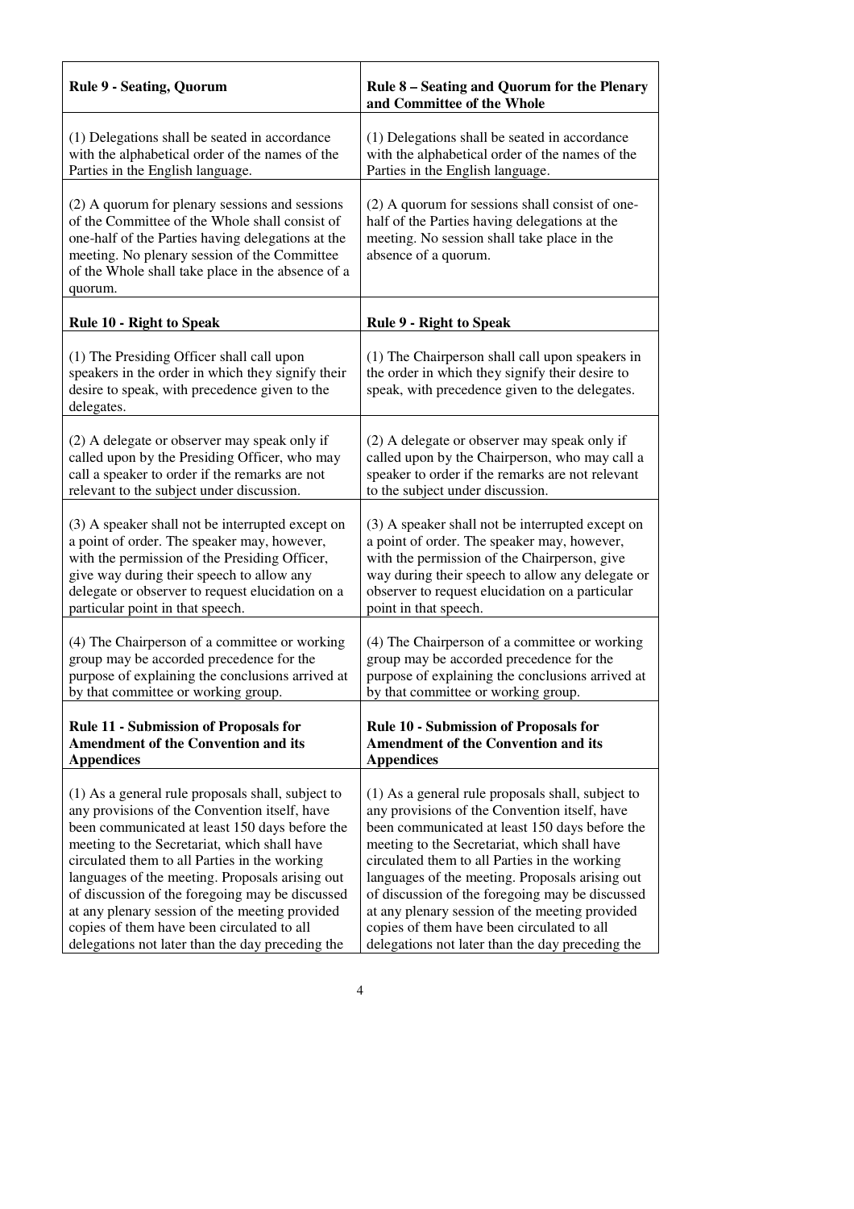| **Rule 9 - Seating, Quorum** | **Rule 8 – Seating and Quorum for the Plenary and Committee of the Whole** |
|---|---|
| (1) Delegations shall be seated in accordance with the alphabetical order of the names of the Parties in the English language. | (1) Delegations shall be seated in accordance with the alphabetical order of the names of the Parties in the English language. |
| (2) A quorum for plenary sessions and sessions of the Committee of the Whole shall consist of one-half of the Parties having delegations at the meeting. No plenary session of the Committee of the Whole shall take place in the absence of a quorum. | (2) A quorum for sessions shall consist of one-half of the Parties having delegations at the meeting. No session shall take place in the absence of a quorum. |
| **Rule 10 - Right to Speak** | **Rule 9 - Right to Speak** |
| (1) The Presiding Officer shall call upon speakers in the order in which they signify their desire to speak, with precedence given to the delegates. | (1) The Chairperson shall call upon speakers in the order in which they signify their desire to speak, with precedence given to the delegates. |
| (2) A delegate or observer may speak only if called upon by the Presiding Officer, who may call a speaker to order if the remarks are not relevant to the subject under discussion. | (2) A delegate or observer may speak only if called upon by the Chairperson, who may call a speaker to order if the remarks are not relevant to the subject under discussion. |
| (3) A speaker shall not be interrupted except on a point of order. The speaker may, however, with the permission of the Presiding Officer, give way during their speech to allow any delegate or observer to request elucidation on a particular point in that speech. | (3) A speaker shall not be interrupted except on a point of order. The speaker may, however, with the permission of the Chairperson, give way during their speech to allow any delegate or observer to request elucidation on a particular point in that speech. |
| (4) The Chairperson of a committee or working group may be accorded precedence for the purpose of explaining the conclusions arrived at by that committee or working group. | (4) The Chairperson of a committee or working group may be accorded precedence for the purpose of explaining the conclusions arrived at by that committee or working group. |
| **Rule 11 - Submission of Proposals for Amendment of the Convention and its Appendices** | **Rule 10 - Submission of Proposals for Amendment of the Convention and its Appendices** |
| (1) As a general rule proposals shall, subject to any provisions of the Convention itself, have been communicated at least 150 days before the meeting to the Secretariat, which shall have circulated them to all Parties in the working languages of the meeting. Proposals arising out of discussion of the foregoing may be discussed at any plenary session of the meeting provided copies of them have been circulated to all delegations not later than the day preceding the | (1) As a general rule proposals shall, subject to any provisions of the Convention itself, have been communicated at least 150 days before the meeting to the Secretariat, which shall have circulated them to all Parties in the working languages of the meeting. Proposals arising out of discussion of the foregoing may be discussed at any plenary session of the meeting provided copies of them have been circulated to all delegations not later than the day preceding the |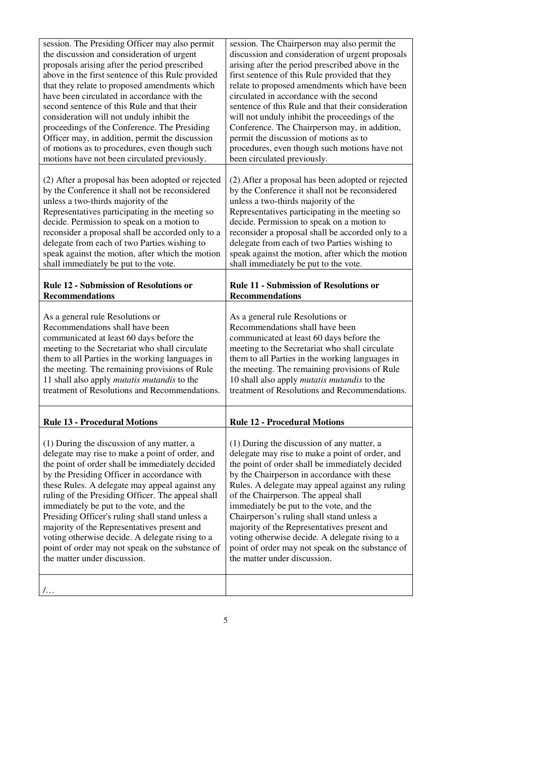| | |
|---|---|
| session. The Presiding Officer may also permit the discussion and consideration of urgent proposals arising after the period prescribed above in the first sentence of this Rule provided that they relate to proposed amendments which have been circulated in accordance with the second sentence of this Rule and that their consideration will not unduly inhibit the proceedings of the Conference. The Presiding Officer may, in addition, permit the discussion of motions as to procedures, even though such motions have not been circulated previously. | session. The Chairperson may also permit the discussion and consideration of urgent proposals arising after the period prescribed above in the first sentence of this Rule provided that they relate to proposed amendments which have been circulated in accordance with the second sentence of this Rule and that their consideration will not unduly inhibit the proceedings of the Conference. The Chairperson may, in addition, permit the discussion of motions as to procedures, even though such motions have not been circulated previously. |
| (2) After a proposal has been adopted or rejected by the Conference it shall not be reconsidered unless a two-thirds majority of the Representatives participating in the meeting so decide. Permission to speak on a motion to reconsider a proposal shall be accorded only to a delegate from each of two Parties wishing to speak against the motion, after which the motion shall immediately be put to the vote. | (2) After a proposal has been adopted or rejected by the Conference it shall not be reconsidered unless a two-thirds majority of the Representatives participating in the meeting so decide. Permission to speak on a motion to reconsider a proposal shall be accorded only to a delegate from each of two Parties wishing to speak against the motion, after which the motion shall immediately be put to the vote. |
| **Rule 12 - Submission of Resolutions or Recommendations** | **Rule 11 - Submission of Resolutions or Recommendations** |
| As a general rule Resolutions or Recommendations shall have been communicated at least 60 days before the meeting to the Secretariat who shall circulate them to all Parties in the working languages in the meeting. The remaining provisions of Rule 11 shall also apply *mutatis mutandis* to the treatment of Resolutions and Recommendations. | As a general rule Resolutions or Recommendations shall have been communicated at least 60 days before the meeting to the Secretariat who shall circulate them to all Parties in the working languages in the meeting. The remaining provisions of Rule 10 shall also apply *mutatis mutandis* to the treatment of Resolutions and Recommendations. |
| **Rule 13 - Procedural Motions** | **Rule 12 - Procedural Motions** |
| (1) During the discussion of any matter, a delegate may rise to make a point of order, and the point of order shall be immediately decided by the Presiding Officer in accordance with these Rules. A delegate may appeal against any ruling of the Presiding Officer. The appeal shall immediately be put to the vote, and the Presiding Officer's ruling shall stand unless a majority of the Representatives present and voting otherwise decide. A delegate rising to a point of order may not speak on the substance of the matter under discussion. | (1) During the discussion of any matter, a delegate may rise to make a point of order, and the point of order shall be immediately decided by the Chairperson in accordance with these Rules. A delegate may appeal against any ruling of the Chairperson. The appeal shall immediately be put to the vote, and the Chairperson's ruling shall stand unless a majority of the Representatives present and voting otherwise decide. A delegate rising to a point of order may not speak on the substance of the matter under discussion. |
| /… | |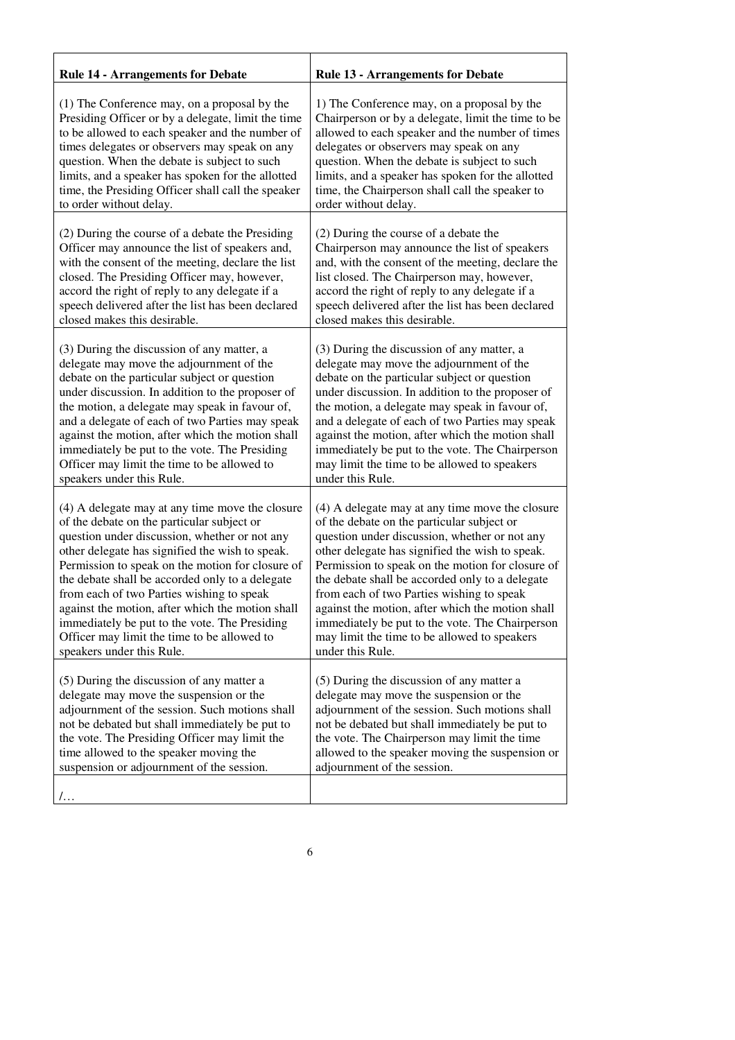| Rule 14 - Arrangements for Debate | Rule 13 - Arrangements for Debate |
| --- | --- |
| (1) The Conference may, on a proposal by the Presiding Officer or by a delegate, limit the time to be allowed to each speaker and the number of times delegates or observers may speak on any question. When the debate is subject to such limits, and a speaker has spoken for the allotted time, the Presiding Officer shall call the speaker to order without delay. | 1) The Conference may, on a proposal by the Chairperson or by a delegate, limit the time to be allowed to each speaker and the number of times delegates or observers may speak on any question. When the debate is subject to such limits, and a speaker has spoken for the allotted time, the Chairperson shall call the speaker to order without delay. |
| (2) During the course of a debate the Presiding Officer may announce the list of speakers and, with the consent of the meeting, declare the list closed. The Presiding Officer may, however, accord the right of reply to any delegate if a speech delivered after the list has been declared closed makes this desirable. | (2) During the course of a debate the Chairperson may announce the list of speakers and, with the consent of the meeting, declare the list closed. The Chairperson may, however, accord the right of reply to any delegate if a speech delivered after the list has been declared closed makes this desirable. |
| (3) During the discussion of any matter, a delegate may move the adjournment of the debate on the particular subject or question under discussion. In addition to the proposer of the motion, a delegate may speak in favour of, and a delegate of each of two Parties may speak against the motion, after which the motion shall immediately be put to the vote. The Presiding Officer may limit the time to be allowed to speakers under this Rule. | (3) During the discussion of any matter, a delegate may move the adjournment of the debate on the particular subject or question under discussion. In addition to the proposer of the motion, a delegate may speak in favour of, and a delegate of each of two Parties may speak against the motion, after which the motion shall immediately be put to the vote. The Chairperson may limit the time to be allowed to speakers under this Rule. |
| (4) A delegate may at any time move the closure of the debate on the particular subject or question under discussion, whether or not any other delegate has signified the wish to speak. Permission to speak on the motion for closure of the debate shall be accorded only to a delegate from each of two Parties wishing to speak against the motion, after which the motion shall immediately be put to the vote. The Presiding Officer may limit the time to be allowed to speakers under this Rule. | (4) A delegate may at any time move the closure of the debate on the particular subject or question under discussion, whether or not any other delegate has signified the wish to speak. Permission to speak on the motion for closure of the debate shall be accorded only to a delegate from each of two Parties wishing to speak against the motion, after which the motion shall immediately be put to the vote. The Chairperson may limit the time to be allowed to speakers under this Rule. |
| (5) During the discussion of any matter a delegate may move the suspension or the adjournment of the session. Such motions shall not be debated but shall immediately be put to the vote. The Presiding Officer may limit the time allowed to the speaker moving the suspension or adjournment of the session. | (5) During the discussion of any matter a delegate may move the suspension or the adjournment of the session. Such motions shall not be debated but shall immediately be put to the vote. The Chairperson may limit the time allowed to the speaker moving the suspension or adjournment of the session. |
| /… | |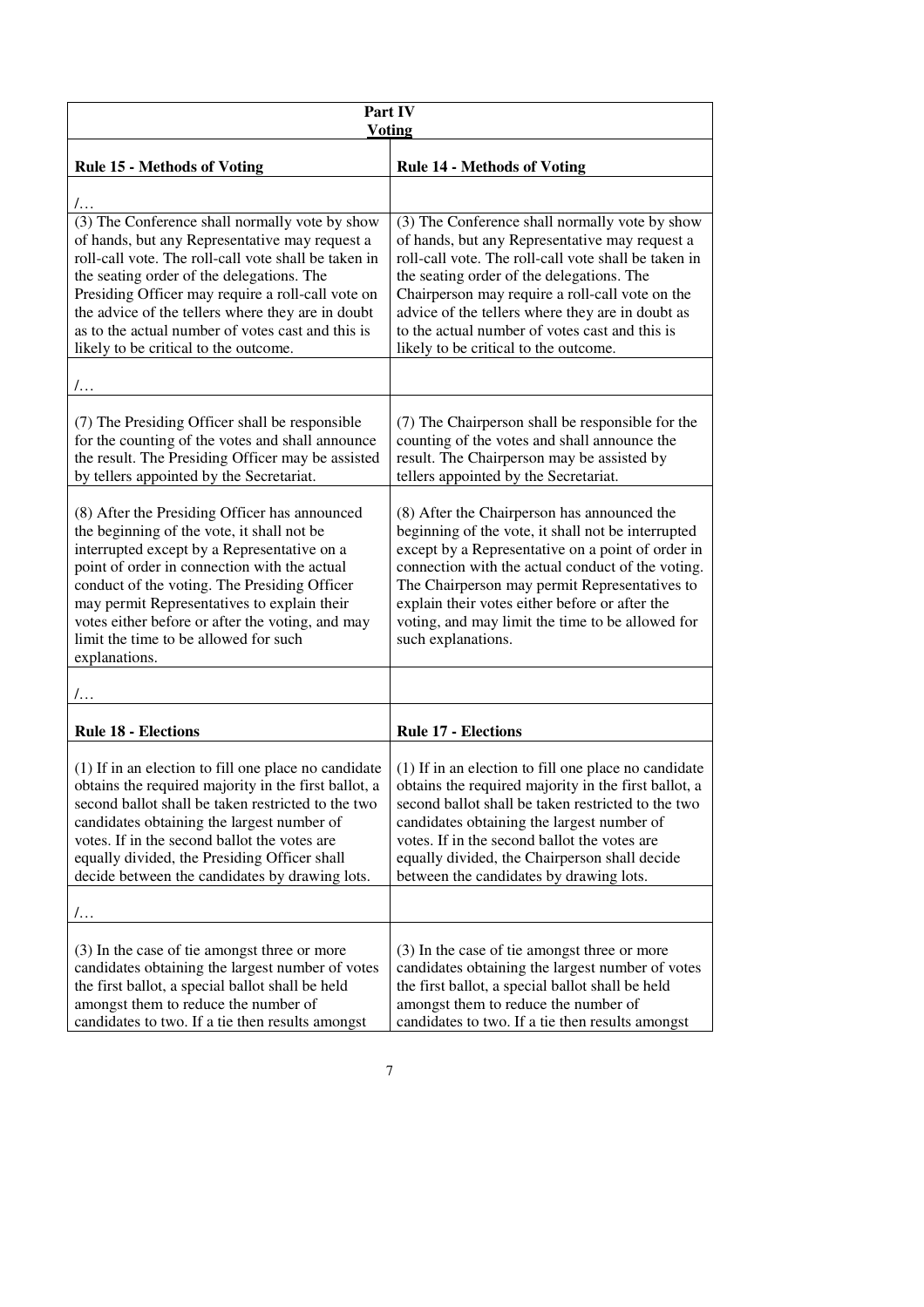| Part IV<br>Voting | |
|---|---|
| **Rule 15 - Methods of Voting** | **Rule 14 - Methods of Voting** |
| /… | |
| (3) The Conference shall normally vote by show of hands, but any Representative may request a roll-call vote. The roll-call vote shall be taken in the seating order of the delegations. The Presiding Officer may require a roll-call vote on the advice of the tellers where they are in doubt as to the actual number of votes cast and this is likely to be critical to the outcome. | (3) The Conference shall normally vote by show of hands, but any Representative may request a roll-call vote. The roll-call vote shall be taken in the seating order of the delegations. The Chairperson may require a roll-call vote on the advice of the tellers where they are in doubt as to the actual number of votes cast and this is likely to be critical to the outcome. |
| /… | |
| (7) The Presiding Officer shall be responsible for the counting of the votes and shall announce the result. The Presiding Officer may be assisted by tellers appointed by the Secretariat. | (7) The Chairperson shall be responsible for the counting of the votes and shall announce the result. The Chairperson may be assisted by tellers appointed by the Secretariat. |
| (8) After the Presiding Officer has announced the beginning of the vote, it shall not be interrupted except by a Representative on a point of order in connection with the actual conduct of the voting. The Presiding Officer may permit Representatives to explain their votes either before or after the voting, and may limit the time to be allowed for such explanations. | (8) After the Chairperson has announced the beginning of the vote, it shall not be interrupted except by a Representative on a point of order in connection with the actual conduct of the voting. The Chairperson may permit Representatives to explain their votes either before or after the voting, and may limit the time to be allowed for such explanations. |
| /… | |
| **Rule 18 - Elections** | **Rule 17 - Elections** |
| (1) If in an election to fill one place no candidate obtains the required majority in the first ballot, a second ballot shall be taken restricted to the two candidates obtaining the largest number of votes. If in the second ballot the votes are equally divided, the Presiding Officer shall decide between the candidates by drawing lots. | (1) If in an election to fill one place no candidate obtains the required majority in the first ballot, a second ballot shall be taken restricted to the two candidates obtaining the largest number of votes. If in the second ballot the votes are equally divided, the Chairperson shall decide between the candidates by drawing lots. |
| /… | |
| (3) In the case of tie amongst three or more candidates obtaining the largest number of votes the first ballot, a special ballot shall be held amongst them to reduce the number of candidates to two. If a tie then results amongst | (3) In the case of tie amongst three or more candidates obtaining the largest number of votes the first ballot, a special ballot shall be held amongst them to reduce the number of candidates to two. If a tie then results amongst |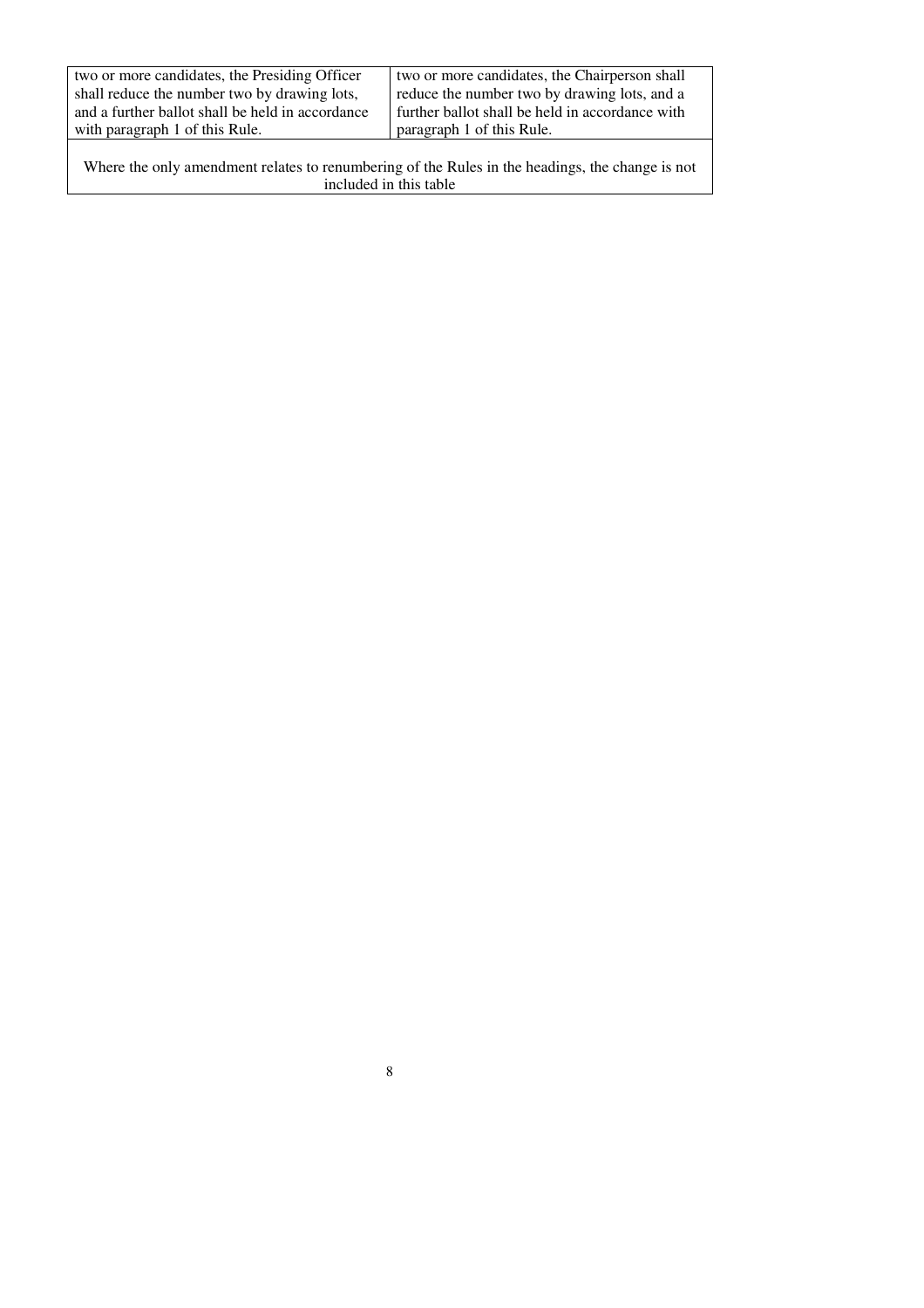| | |
|---|---|
| two or more candidates, the Presiding Officer shall reduce the number two by drawing lots, and a further ballot shall be held in accordance with paragraph 1 of this Rule. | two or more candidates, the Chairperson shall reduce the number two by drawing lots, and a further ballot shall be held in accordance with paragraph 1 of this Rule. |
| Where the only amendment relates to renumbering of the Rules in the headings, the change is not included in this table | |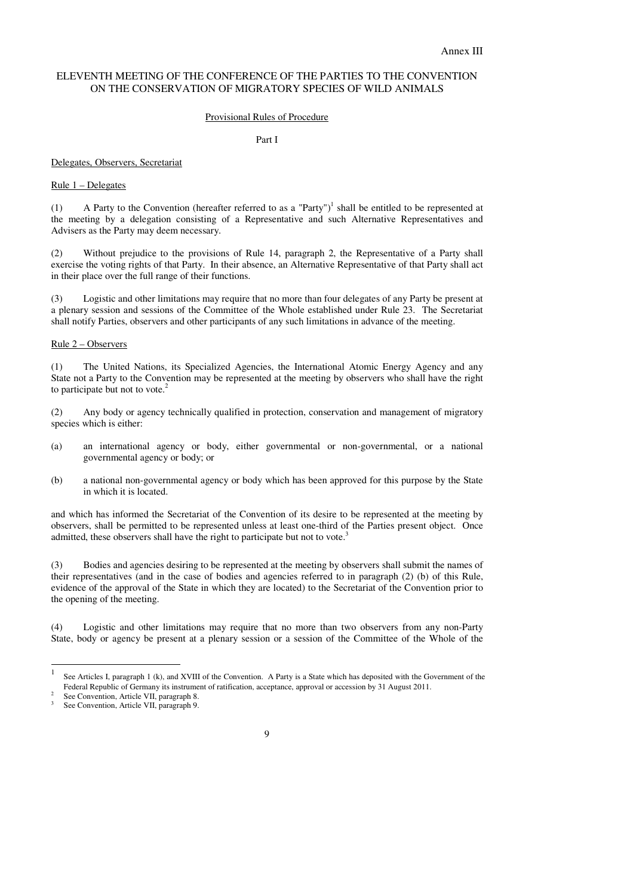Annex III

# ELEVENTH MEETING OF THE CONFERENCE OF THE PARTIES TO THE CONVENTION ON THE CONSERVATION OF MIGRATORY SPECIES OF WILD ANIMALS

## Provisional Rules of Procedure

### Part I

#### Delegates, Observers, Secretariat

##### Rule 1 – Delegates

(1) A Party to the Convention (hereafter referred to as a "Party")[1] shall be entitled to be represented at the meeting by a delegation consisting of a Representative and such Alternative Representatives and Advisers as the Party may deem necessary.

(2) Without prejudice to the provisions of Rule 14, paragraph 2, the Representative of a Party shall exercise the voting rights of that Party. In their absence, an Alternative Representative of that Party shall act in their place over the full range of their functions.

(3) Logistic and other limitations may require that no more than four delegates of any Party be present at a plenary session and sessions of the Committee of the Whole established under Rule 23. The Secretariat shall notify Parties, observers and other participants of any such limitations in advance of the meeting.

##### Rule 2 – Observers

(1) The United Nations, its Specialized Agencies, the International Atomic Energy Agency and any State not a Party to the Convention may be represented at the meeting by observers who shall have the right to participate but not to vote.[2]

(2) Any body or agency technically qualified in protection, conservation and management of migratory species which is either:

(a) an international agency or body, either governmental or non-governmental, or a national governmental agency or body; or

(b) a national non-governmental agency or body which has been approved for this purpose by the State in which it is located.

and which has informed the Secretariat of the Convention of its desire to be represented at the meeting by observers, shall be permitted to be represented unless at least one-third of the Parties present object. Once admitted, these observers shall have the right to participate but not to vote.[3]

(3) Bodies and agencies desiring to be represented at the meeting by observers shall submit the names of their representatives (and in the case of bodies and agencies referred to in paragraph (2) (b) of this Rule, evidence of the approval of the State in which they are located) to the Secretariat of the Convention prior to the opening of the meeting.

(4) Logistic and other limitations may require that no more than two observers from any non-Party State, body or agency be present at a plenary session or a session of the Committee of the Whole of the

---

[1] See Articles I, paragraph 1 (k), and XVIII of the Convention. A Party is a State which has deposited with the Government of the Federal Republic of Germany its instrument of ratification, acceptance, approval or accession by 31 August 2011.

[2] See Convention, Article VII, paragraph 8.

[3] See Convention, Article VII, paragraph 9.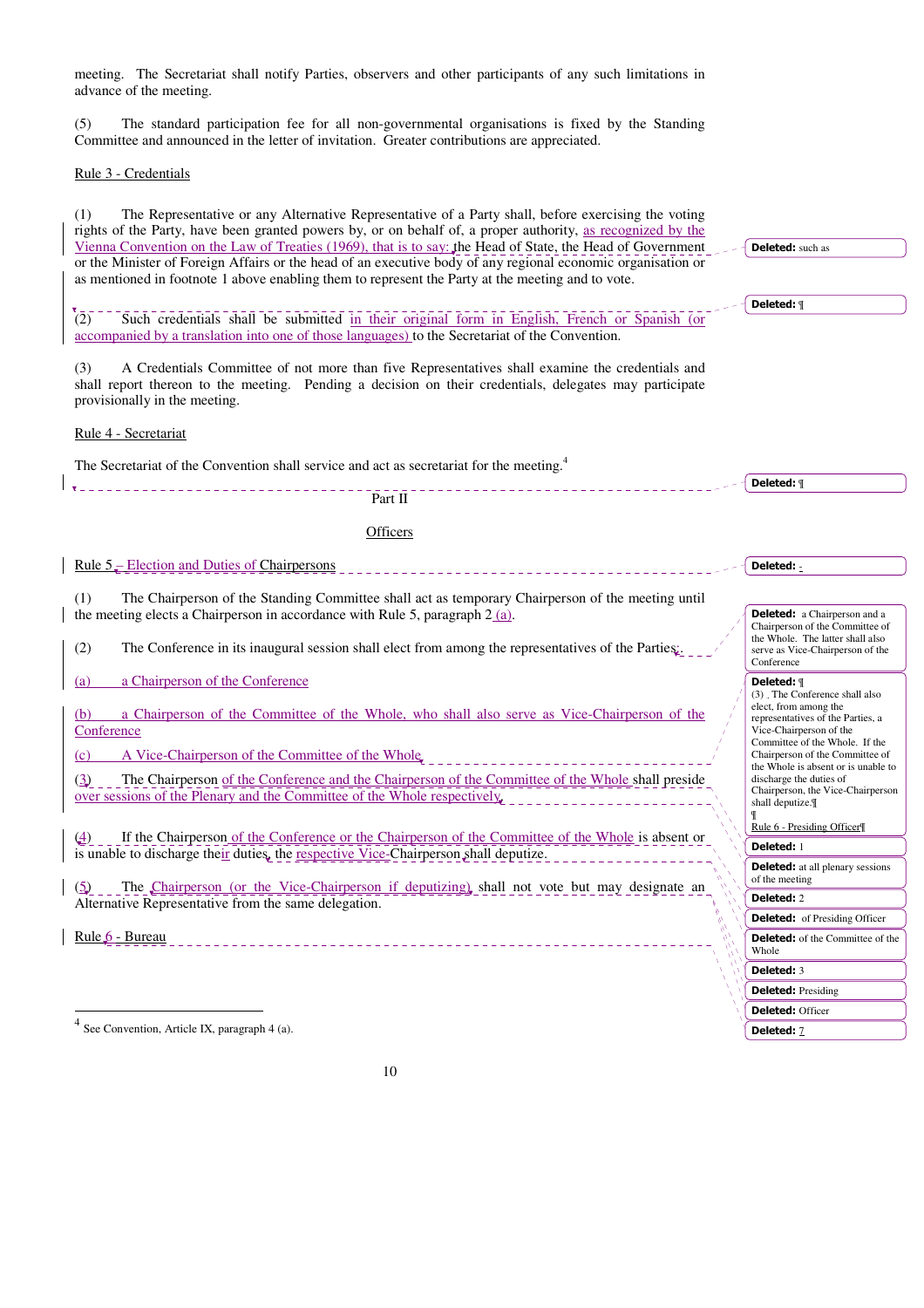meeting. The Secretariat shall notify Parties, observers and other participants of any such limitations in advance of the meeting.

(5) The standard participation fee for all non-governmental organisations is fixed by the Standing Committee and announced in the letter of invitation. Greater contributions are appreciated.

Rule 3 - Credentials

(1) The Representative or any Alternative Representative of a Party shall, before exercising the voting rights of the Party, have been granted powers by, or on behalf of, a proper authority, as recognized by the Vienna Convention on the Law of Treaties (1969), that is to say: the Head of State, the Head of Government or the Minister of Foreign Affairs or the head of an executive body of any regional economic organisation or as mentioned in footnote 1 above enabling them to represent the Party at the meeting and to vote.

(2) Such credentials shall be submitted in their original form in English, French or Spanish (or accompanied by a translation into one of those languages) to the Secretariat of the Convention.

(3) A Credentials Committee of not more than five Representatives shall examine the credentials and shall report thereon to the meeting. Pending a decision on their credentials, delegates may participate provisionally in the meeting.

Rule 4 - Secretariat

The Secretariat of the Convention shall service and act as secretariat for the meeting.[4]

Part II

Officers

Rule 5 – Election and Duties of Chairpersons

(1) The Chairperson of the Standing Committee shall act as temporary Chairperson of the meeting until the meeting elects a Chairperson in accordance with Rule 5, paragraph 2 (a).

(2) The Conference in its inaugural session shall elect from among the representatives of the Parties:

(a) a Chairperson of the Conference

(b) a Chairperson of the Committee of the Whole, who shall also serve as Vice-Chairperson of the Conference

(c) A Vice-Chairperson of the Committee of the Whole.

(3) The Chairperson of the Conference and the Chairperson of the Committee of the Whole shall preside over sessions of the Plenary and the Committee of the Whole respectively.

(4) If the Chairperson of the Conference or the Chairperson of the Committee of the Whole is absent or is unable to discharge their duties, the respective Vice-Chairperson shall deputize.

(5) The Chairperson (or the Vice-Chairperson if deputizing) shall not vote but may designate an Alternative Representative from the same delegation.

Rule 6 - Bureau

Deleted: such as

Deleted: ¶

Deleted: ¶

Deleted: -

Deleted: a Chairperson and a Chairperson of the Committee of the Whole. The latter shall also serve as Vice-Chairperson of the Conference

Deleted: ¶
(3) . The Conference shall also elect, from among the representatives of the Parties, a Vice-Chairperson of the Committee of the Whole. If the Chairperson of the Committee of the Whole is absent or is unable to discharge the duties of Chairperson, the Vice-Chairperson shall deputize.¶
¶
Rule 6 - Presiding Officer¶

Deleted: 1

Deleted: at all plenary sessions of the meeting

Deleted: 2

Deleted: of Presiding Officer

Deleted: of the Committee of the Whole

Deleted: 3

Deleted: Presiding

Deleted: Officer

Deleted: 7

[4] See Convention, Article IX, paragraph 4 (a).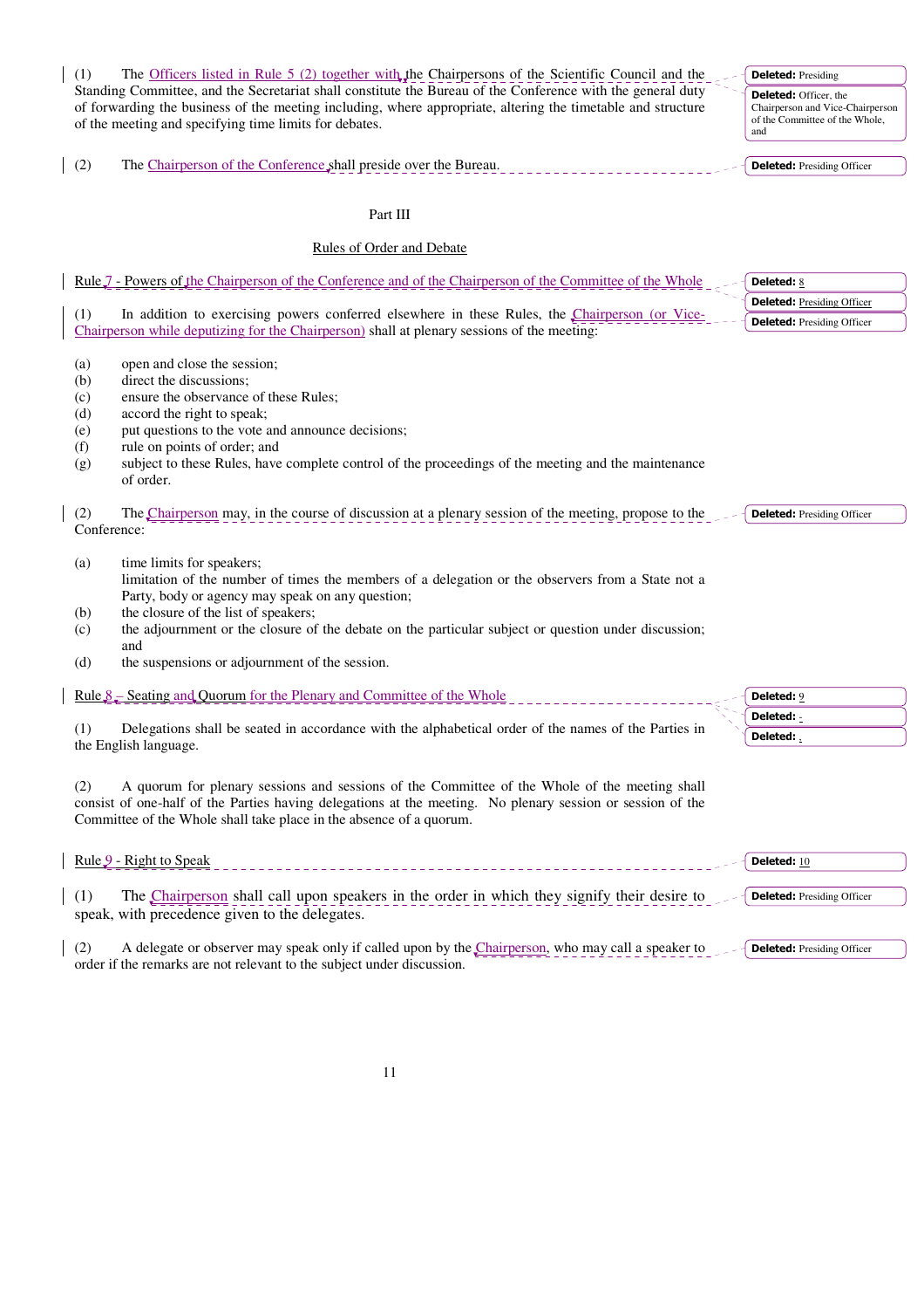(1) The Officers listed in Rule 5 (2) together with the Chairpersons of the Scientific Council and the Standing Committee, and the Secretariat shall constitute the Bureau of the Conference with the general duty of forwarding the business of the meeting including, where appropriate, altering the timetable and structure of the meeting and specifying time limits for debates.

(2) The Chairperson of the Conference shall preside over the Bureau.

Part III

Rules of Order and Debate

Rule 7 - Powers of the Chairperson of the Conference and of the Chairperson of the Committee of the Whole

(1) In addition to exercising powers conferred elsewhere in these Rules, the Chairperson (or Vice-Chairperson while deputizing for the Chairperson) shall at plenary sessions of the meeting:

(a) open and close the session;
(b) direct the discussions;
(c) ensure the observance of these Rules;
(d) accord the right to speak;
(e) put questions to the vote and announce decisions;
(f) rule on points of order; and
(g) subject to these Rules, have complete control of the proceedings of the meeting and the maintenance of order.

(2) The Chairperson may, in the course of discussion at a plenary session of the meeting, propose to the Conference:

(a) time limits for speakers;
limitation of the number of times the members of a delegation or the observers from a State not a Party, body or agency may speak on any question;
(b) the closure of the list of speakers;
(c) the adjournment or the closure of the debate on the particular subject or question under discussion; and
(d) the suspensions or adjournment of the session.

Rule 8 – Seating and Quorum for the Plenary and Committee of the Whole

(1) Delegations shall be seated in accordance with the alphabetical order of the names of the Parties in the English language.

(2) A quorum for plenary sessions and sessions of the Committee of the Whole of the meeting shall consist of one-half of the Parties having delegations at the meeting. No plenary session or session of the Committee of the Whole shall take place in the absence of a quorum.

Rule 9 - Right to Speak

(1) The Chairperson shall call upon speakers in the order in which they signify their desire to speak, with precedence given to the delegates.

(2) A delegate or observer may speak only if called upon by the Chairperson, who may call a speaker to order if the remarks are not relevant to the subject under discussion.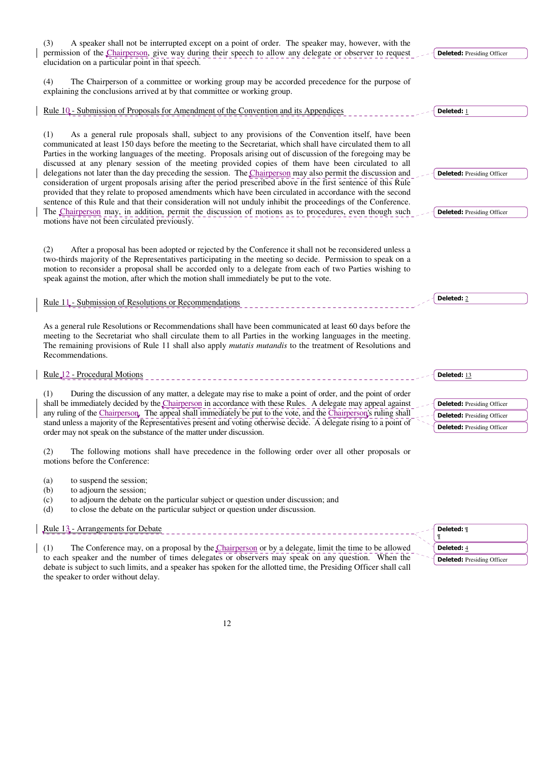(3) A speaker shall not be interrupted except on a point of order. The speaker may, however, with the permission of the Chairperson, give way during their speech to allow any delegate or observer to request elucidation on a particular point in that speech.

(4) The Chairperson of a committee or working group may be accorded precedence for the purpose of explaining the conclusions arrived at by that committee or working group.

## Rule 10 - Submission of Proposals for Amendment of the Convention and its Appendices

(1) As a general rule proposals shall, subject to any provisions of the Convention itself, have been communicated at least 150 days before the meeting to the Secretariat, which shall have circulated them to all Parties in the working languages of the meeting. Proposals arising out of discussion of the foregoing may be discussed at any plenary session of the meeting provided copies of them have been circulated to all delegations not later than the day preceding the session. The Chairperson may also permit the discussion and consideration of urgent proposals arising after the period prescribed above in the first sentence of this Rule provided that they relate to proposed amendments which have been circulated in accordance with the second sentence of this Rule and that their consideration will not unduly inhibit the proceedings of the Conference. The Chairperson may, in addition, permit the discussion of motions as to procedures, even though such motions have not been circulated previously.

(2) After a proposal has been adopted or rejected by the Conference it shall not be reconsidered unless a two-thirds majority of the Representatives participating in the meeting so decide. Permission to speak on a motion to reconsider a proposal shall be accorded only to a delegate from each of two Parties wishing to speak against the motion, after which the motion shall immediately be put to the vote.

## Rule 11 - Submission of Resolutions or Recommendations

As a general rule Resolutions or Recommendations shall have been communicated at least 60 days before the meeting to the Secretariat who shall circulate them to all Parties in the working languages in the meeting. The remaining provisions of Rule 11 shall also apply *mutatis mutandis* to the treatment of Resolutions and Recommendations.

## Rule 12 - Procedural Motions

(1) During the discussion of any matter, a delegate may rise to make a point of order, and the point of order shall be immediately decided by the Chairperson in accordance with these Rules. A delegate may appeal against any ruling of the Chairperson. The appeal shall immediately be put to the vote, and the Chairperson's ruling shall stand unless a majority of the Representatives present and voting otherwise decide. A delegate rising to a point of order may not speak on the substance of the matter under discussion.

(2) The following motions shall have precedence in the following order over all other proposals or motions before the Conference:

(a) to suspend the session;
(b) to adjourn the session;
(c) to adjourn the debate on the particular subject or question under discussion; and
(d) to close the debate on the particular subject or question under discussion.

## Rule 13 - Arrangements for Debate

(1) The Conference may, on a proposal by the Chairperson or by a delegate, limit the time to be allowed to each speaker and the number of times delegates or observers may speak on any question. When the debate is subject to such limits, and a speaker has spoken for the allotted time, the Presiding Officer shall call the speaker to order without delay.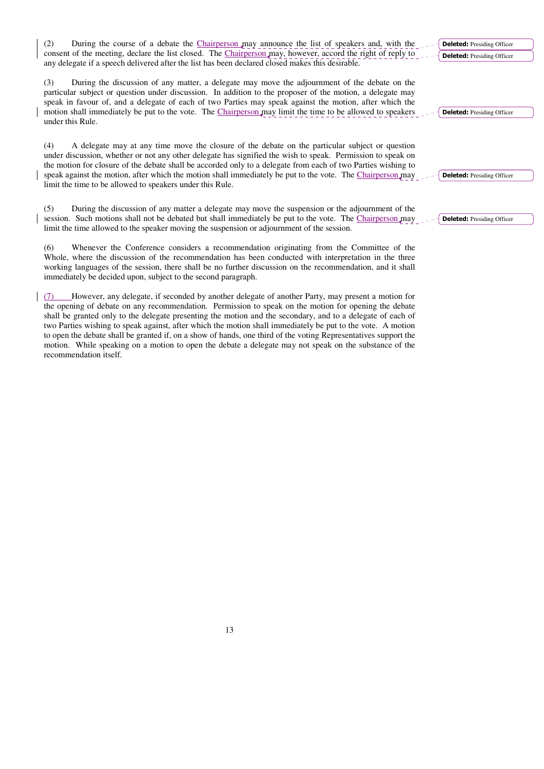(2) During the course of a debate the Chairperson may announce the list of speakers and, with the consent of the meeting, declare the list closed. The Chairperson may, however, accord the right of reply to any delegate if a speech delivered after the list has been declared closed makes this desirable.

(3) During the discussion of any matter, a delegate may move the adjournment of the debate on the particular subject or question under discussion. In addition to the proposer of the motion, a delegate may speak in favour of, and a delegate of each of two Parties may speak against the motion, after which the motion shall immediately be put to the vote. The Chairperson may limit the time to be allowed to speakers under this Rule.

(4) A delegate may at any time move the closure of the debate on the particular subject or question under discussion, whether or not any other delegate has signified the wish to speak. Permission to speak on the motion for closure of the debate shall be accorded only to a delegate from each of two Parties wishing to speak against the motion, after which the motion shall immediately be put to the vote. The Chairperson may limit the time to be allowed to speakers under this Rule.

(5) During the discussion of any matter a delegate may move the suspension or the adjournment of the session. Such motions shall not be debated but shall immediately be put to the vote. The Chairperson may limit the time allowed to the speaker moving the suspension or adjournment of the session.

(6) Whenever the Conference considers a recommendation originating from the Committee of the Whole, where the discussion of the recommendation has been conducted with interpretation in the three working languages of the session, there shall be no further discussion on the recommendation, and it shall immediately be decided upon, subject to the second paragraph.

(7) However, any delegate, if seconded by another delegate of another Party, may present a motion for the opening of debate on any recommendation. Permission to speak on the motion for opening the debate shall be granted only to the delegate presenting the motion and the secondary, and to a delegate of each of two Parties wishing to speak against, after which the motion shall immediately be put to the vote. A motion to open the debate shall be granted if, on a show of hands, one third of the voting Representatives support the motion. While speaking on a motion to open the debate a delegate may not speak on the substance of the recommendation itself.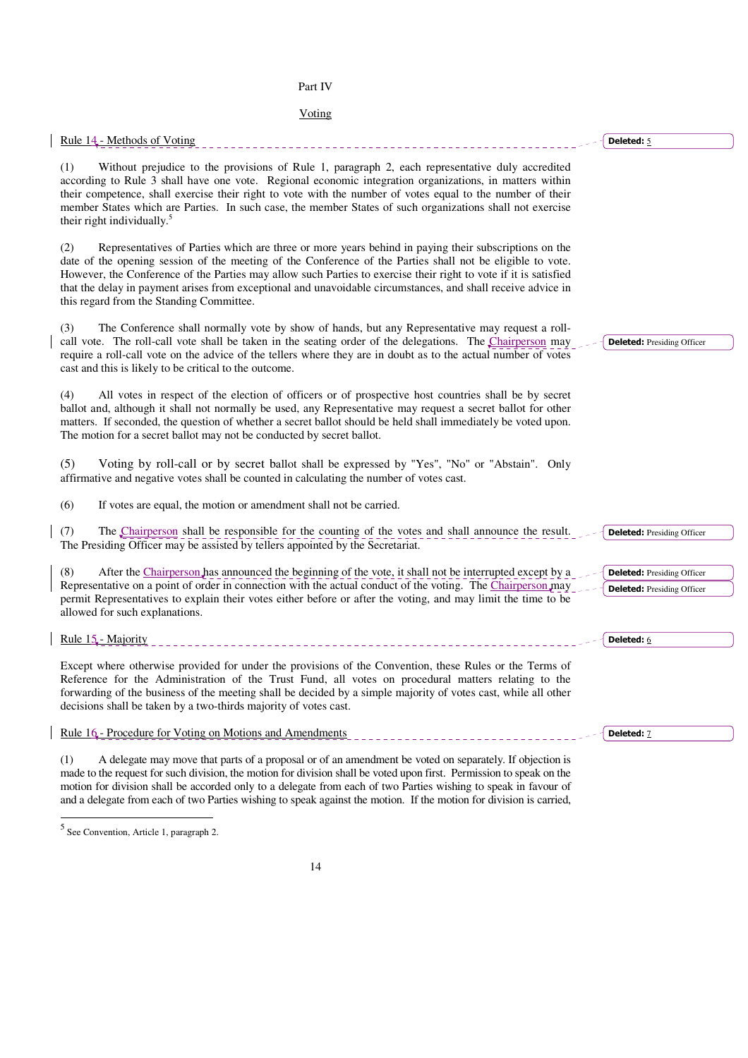Part IV

Voting

Rule 14 - Methods of Voting

(1) Without prejudice to the provisions of Rule 1, paragraph 2, each representative duly accredited according to Rule 3 shall have one vote. Regional economic integration organizations, in matters within their competence, shall exercise their right to vote with the number of votes equal to the number of their member States which are Parties. In such case, the member States of such organizations shall not exercise their right individually.[5]

(2) Representatives of Parties which are three or more years behind in paying their subscriptions on the date of the opening session of the meeting of the Conference of the Parties shall not be eligible to vote. However, the Conference of the Parties may allow such Parties to exercise their right to vote if it is satisfied that the delay in payment arises from exceptional and unavoidable circumstances, and shall receive advice in this regard from the Standing Committee.

(3) The Conference shall normally vote by show of hands, but any Representative may request a roll-call vote. The roll-call vote shall be taken in the seating order of the delegations. The Chairperson may require a roll-call vote on the advice of the tellers where they are in doubt as to the actual number of votes cast and this is likely to be critical to the outcome.

(4) All votes in respect of the election of officers or of prospective host countries shall be by secret ballot and, although it shall not normally be used, any Representative may request a secret ballot for other matters. If seconded, the question of whether a secret ballot should be held shall immediately be voted upon. The motion for a secret ballot may not be conducted by secret ballot.

(5) Voting by roll-call or by secret ballot shall be expressed by "Yes", "No" or "Abstain". Only affirmative and negative votes shall be counted in calculating the number of votes cast.

(6) If votes are equal, the motion or amendment shall not be carried.

(7) The Chairperson shall be responsible for the counting of the votes and shall announce the result. The Presiding Officer may be assisted by tellers appointed by the Secretariat.

(8) After the Chairperson has announced the beginning of the vote, it shall not be interrupted except by a Representative on a point of order in connection with the actual conduct of the voting. The Chairperson may permit Representatives to explain their votes either before or after the voting, and may limit the time to be allowed for such explanations.

Rule 15 - Majority

Except where otherwise provided for under the provisions of the Convention, these Rules or the Terms of Reference for the Administration of the Trust Fund, all votes on procedural matters relating to the forwarding of the business of the meeting shall be decided by a simple majority of votes cast, while all other decisions shall be taken by a two-thirds majority of votes cast.

Rule 16 - Procedure for Voting on Motions and Amendments

(1) A delegate may move that parts of a proposal or of an amendment be voted on separately. If objection is made to the request for such division, the motion for division shall be voted upon first. Permission to speak on the motion for division shall be accorded only to a delegate from each of two Parties wishing to speak in favour of and a delegate from each of two Parties wishing to speak against the motion. If the motion for division is carried,

---

[5] See Convention, Article 1, paragraph 2.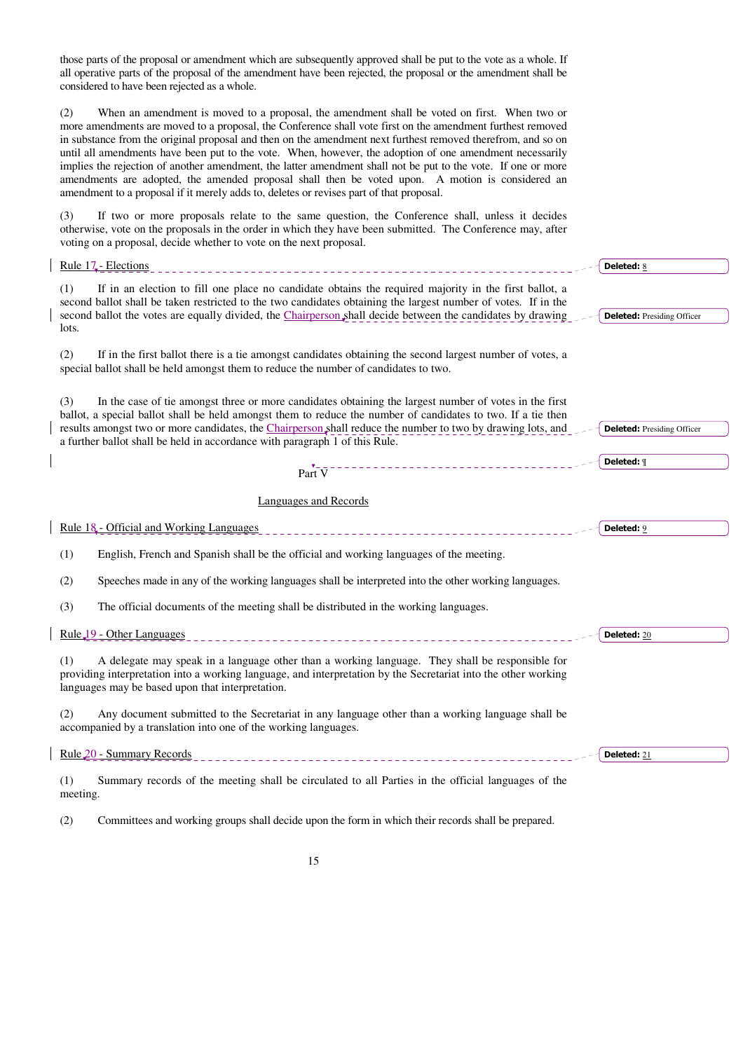those parts of the proposal or amendment which are subsequently approved shall be put to the vote as a whole. If all operative parts of the proposal of the amendment have been rejected, the proposal or the amendment shall be considered to have been rejected as a whole.

(2) When an amendment is moved to a proposal, the amendment shall be voted on first. When two or more amendments are moved to a proposal, the Conference shall vote first on the amendment furthest removed in substance from the original proposal and then on the amendment next furthest removed therefrom, and so on until all amendments have been put to the vote. When, however, the adoption of one amendment necessarily implies the rejection of another amendment, the latter amendment shall not be put to the vote. If one or more amendments are adopted, the amended proposal shall then be voted upon. A motion is considered an amendment to a proposal if it merely adds to, deletes or revises part of that proposal.

(3) If two or more proposals relate to the same question, the Conference shall, unless it decides otherwise, vote on the proposals in the order in which they have been submitted. The Conference may, after voting on a proposal, decide whether to vote on the next proposal.

## Rule 17 - Elections

(1) If in an election to fill one place no candidate obtains the required majority in the first ballot, a second ballot shall be taken restricted to the two candidates obtaining the largest number of votes. If in the second ballot the votes are equally divided, the Chairperson shall decide between the candidates by drawing lots.

(2) If in the first ballot there is a tie amongst candidates obtaining the second largest number of votes, a special ballot shall be held amongst them to reduce the number of candidates to two.

(3) In the case of tie amongst three or more candidates obtaining the largest number of votes in the first ballot, a special ballot shall be held amongst them to reduce the number of candidates to two. If a tie then results amongst two or more candidates, the Chairperson shall reduce the number to two by drawing lots, and a further ballot shall be held in accordance with paragraph 1 of this Rule.

# Part V

## Languages and Records

## Rule 18 - Official and Working Languages

(1) English, French and Spanish shall be the official and working languages of the meeting.

(2) Speeches made in any of the working languages shall be interpreted into the other working languages.

(3) The official documents of the meeting shall be distributed in the working languages.

## Rule 19 - Other Languages

(1) A delegate may speak in a language other than a working language. They shall be responsible for providing interpretation into a working language, and interpretation by the Secretariat into the other working languages may be based upon that interpretation.

(2) Any document submitted to the Secretariat in any language other than a working language shall be accompanied by a translation into one of the working languages.

## Rule 20 - Summary Records

(1) Summary records of the meeting shall be circulated to all Parties in the official languages of the meeting.

(2) Committees and working groups shall decide upon the form in which their records shall be prepared.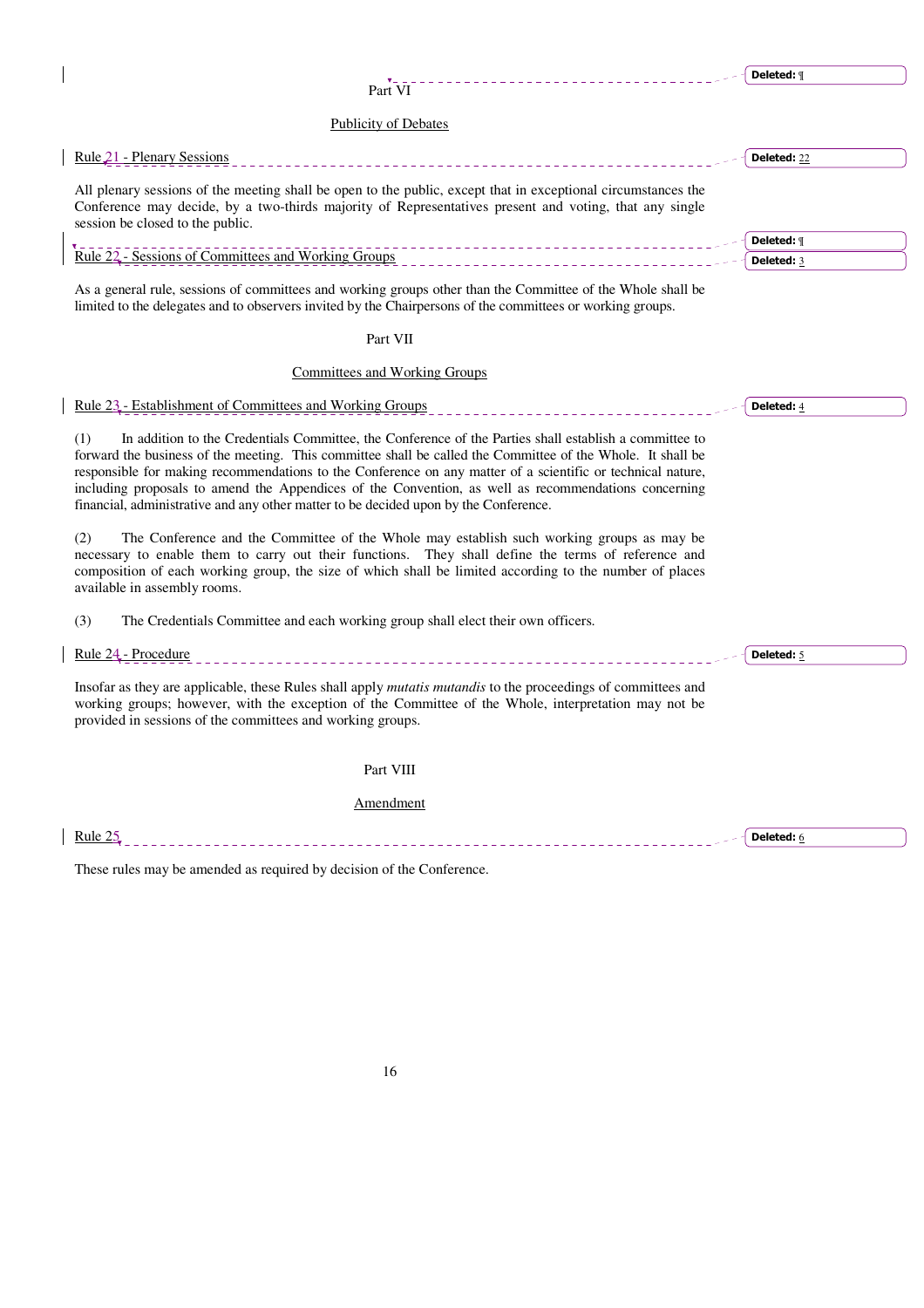Part VI

Publicity of Debates

Rule 21 - Plenary Sessions

All plenary sessions of the meeting shall be open to the public, except that in exceptional circumstances the Conference may decide, by a two-thirds majority of Representatives present and voting, that any single session be closed to the public.

Rule 22 - Sessions of Committees and Working Groups

As a general rule, sessions of committees and working groups other than the Committee of the Whole shall be limited to the delegates and to observers invited by the Chairpersons of the committees or working groups.

Part VII

Committees and Working Groups

Rule 23 - Establishment of Committees and Working Groups

(1) In addition to the Credentials Committee, the Conference of the Parties shall establish a committee to forward the business of the meeting. This committee shall be called the Committee of the Whole. It shall be responsible for making recommendations to the Conference on any matter of a scientific or technical nature, including proposals to amend the Appendices of the Convention, as well as recommendations concerning financial, administrative and any other matter to be decided upon by the Conference.

(2) The Conference and the Committee of the Whole may establish such working groups as may be necessary to enable them to carry out their functions. They shall define the terms of reference and composition of each working group, the size of which shall be limited according to the number of places available in assembly rooms.

(3) The Credentials Committee and each working group shall elect their own officers.

Rule 24 - Procedure

Insofar as they are applicable, these Rules shall apply *mutatis mutandis* to the proceedings of committees and working groups; however, with the exception of the Committee of the Whole, interpretation may not be provided in sessions of the committees and working groups.

Part VIII

Amendment

Rule 25

These rules may be amended as required by decision of the Conference.